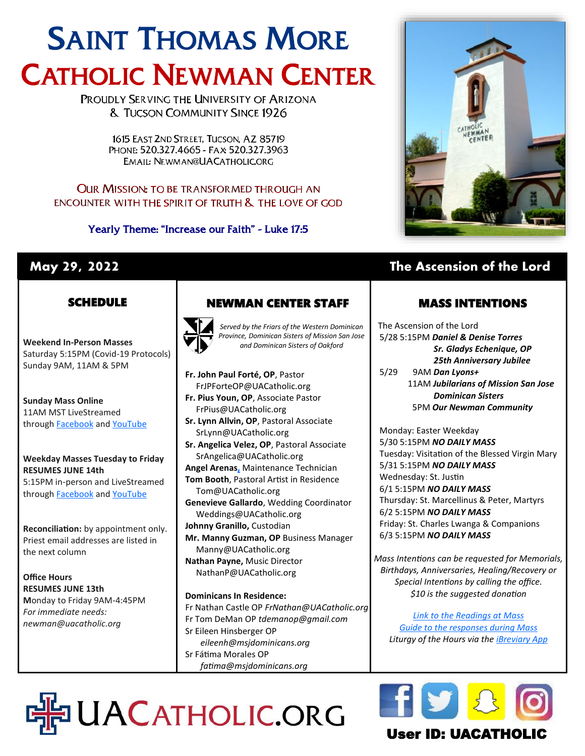# Saint Thomas More
# Catholic Newman Center

Proudly Serving the University of Arizona & Tucson Community Since 1926

1615 East 2nd Street, Tucson, AZ 85719
Phone: 520.327.4665 - Fax 520.327.3963
Email: Newman@UACatholic.org

Our Mission: to be transformed through an encounter with the Spirit of Truth & the Love of God

Yearly Theme: "Increase our Faith" - Luke 17:5

## May 29, 2022 — The Ascension of the Lord

### SCHEDULE

**Weekend In-Person Masses**
Saturday 5:15PM (Covid-19 Protocols)
Sunday 9AM, 11AM & 5PM

**Sunday Mass Online**
11AM MST LiveStreamed
through Facebook and YouTube

**Weekday Masses Tuesday to Friday**
**RESUMES JUNE 14th**
5:15PM in-person and LiveStreamed
through Facebook and YouTube

**Reconciliation:** by appointment only. Priest email addresses are listed in the next column

**Office Hours**
**RESUMES JUNE 13th**
Monday to Friday 9AM-4:45PM
*For immediate needs:*
*newman@uacatholic.org*

### NEWMAN CENTER STAFF

*Served by the Friars of the Western Dominican Province, Dominican Sisters of Mission San Jose and Dominican Sisters of Oakford*

**Fr. John Paul Forté, OP**, Pastor
FrJPForteOP@UACatholic.org
**Fr. Pius Youn, OP**, Associate Pastor
FrPius@UACatholic.org
**Sr. Lynn Allvin, OP**, Pastoral Associate
SrLynn@UACatholic.org
**Sr. Angelica Velez, OP**, Pastoral Associate
SrAngelica@UACatholic.org
**Angel Arenas**, Maintenance Technician
**Tom Booth**, Pastoral Artist in Residence
Tom@UACatholic.org
**Genevieve Gallardo**, Wedding Coordinator
Weddings@UACatholic.org
**Johnny Granillo,** Custodian
**Mr. Manny Guzman, OP** Business Manager
Manny@UACatholic.org
**Nathan Payne,** Music Director
NathanP@UACatholic.org

**Dominicans In Residence:**
Fr Nathan Castle OP *FrNathan@UACatholic.org*
Fr Tom DeMan OP *tdemanop@gmail.com*
Sr Eileen Hinsberger OP
*eileenh@msjdominicans.org*
Sr Fátima Morales OP
*fatima@msjdominicans.org*

### MASS INTENTIONS

The Ascension of the Lord
5/28 5:15PM ***Daniel & Denise Torres***
***Sr. Gladys Echenique, OP***
***25th Anniversary Jubilee***
5/29 9AM ***Dan Lyons+***
11AM ***Jubilarians of Mission San Jose Dominican Sisters***
5PM ***Our Newman Community***

Monday: Easter Weekday
5/30 5:15PM ***NO DAILY MASS***
Tuesday: Visitation of the Blessed Virgin Mary
5/31 5:15PM ***NO DAILY MASS***
Wednesday: St. Justin
6/1 5:15PM ***NO DAILY MASS***
Thursday: St. Marcellinus & Peter, Martyrs
6/2 5:15PM ***NO DAILY MASS***
Friday: St. Charles Lwanga & Companions
6/3 5:15PM ***NO DAILY MASS***

*Mass Intentions can be requested for Memorials, Birthdays, Anniversaries, Healing/Recovery or Special Intentions by calling the office. $10 is the suggested donation*

*Link to the Readings at Mass*
*Guide to the responses during Mass*
*Liturgy of the Hours via the iBreviary App*

UACatholic.org

**User ID: UACATHOLIC**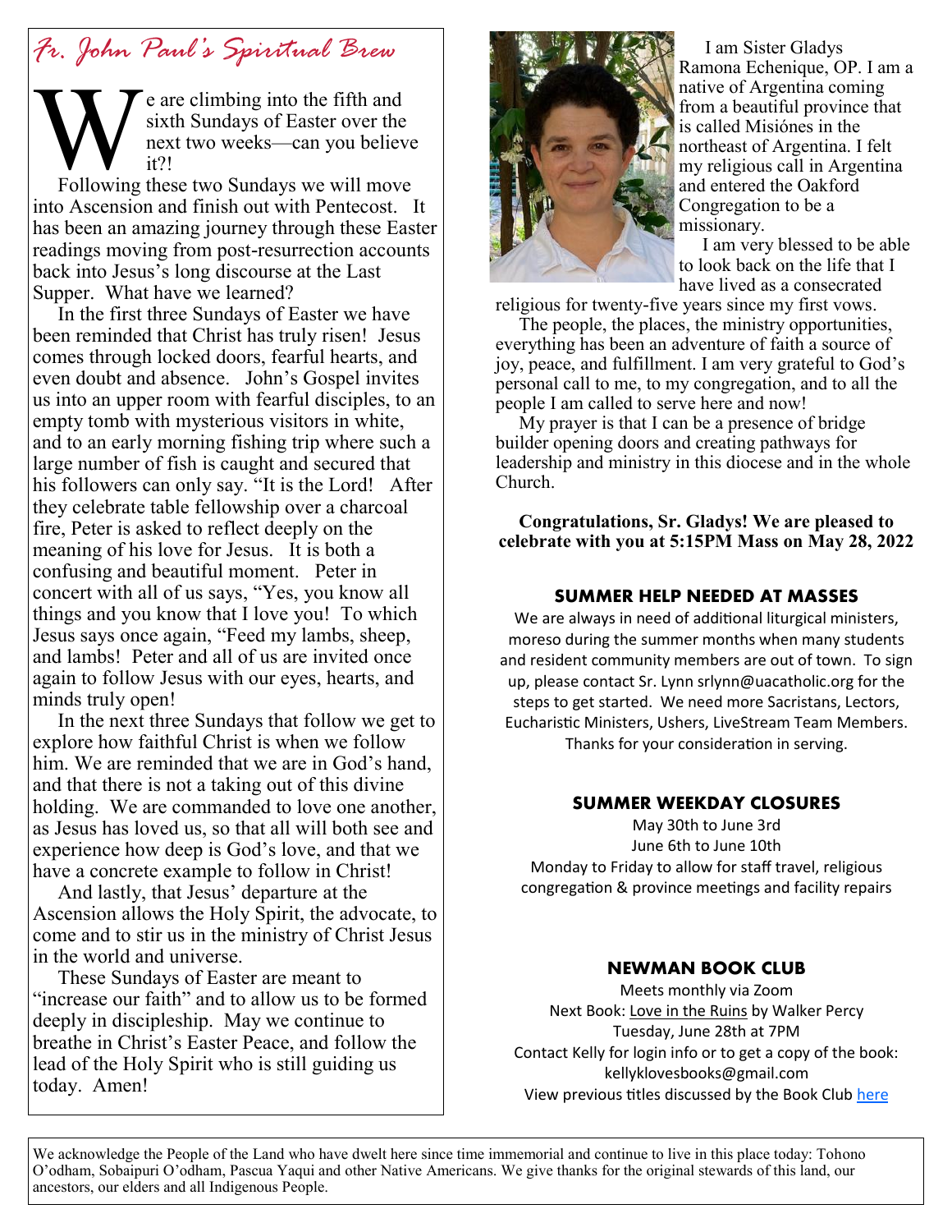# Fr. John Paul's Spiritual Brew

We are climbing into the fifth and sixth Sundays of Easter over the next two weeks—can you believe it?!

Following these two Sundays we will move into Ascension and finish out with Pentecost. It has been an amazing journey through these Easter readings moving from post-resurrection accounts back into Jesus's long discourse at the Last Supper. What have we learned?

In the first three Sundays of Easter we have been reminded that Christ has truly risen! Jesus comes through locked doors, fearful hearts, and even doubt and absence. John's Gospel invites us into an upper room with fearful disciples, to an empty tomb with mysterious visitors in white, and to an early morning fishing trip where such a large number of fish is caught and secured that his followers can only say. "It is the Lord! After they celebrate table fellowship over a charcoal fire, Peter is asked to reflect deeply on the meaning of his love for Jesus. It is both a confusing and beautiful moment. Peter in concert with all of us says, "Yes, you know all things and you know that I love you! To which Jesus says once again, "Feed my lambs, sheep, and lambs! Peter and all of us are invited once again to follow Jesus with our eyes, hearts, and minds truly open!

In the next three Sundays that follow we get to explore how faithful Christ is when we follow him. We are reminded that we are in God's hand, and that there is not a taking out of this divine holding. We are commanded to love one another, as Jesus has loved us, so that all will both see and experience how deep is God's love, and that we have a concrete example to follow in Christ!

And lastly, that Jesus' departure at the Ascension allows the Holy Spirit, the advocate, to come and to stir us in the ministry of Christ Jesus in the world and universe.

These Sundays of Easter are meant to "increase our faith" and to allow us to be formed deeply in discipleship. May we continue to breathe in Christ's Easter Peace, and follow the lead of the Holy Spirit who is still guiding us today. Amen!

I am Sister Gladys Ramona Echenique, OP. I am a native of Argentina coming from a beautiful province that is called Misiónes in the northeast of Argentina. I felt my religious call in Argentina and entered the Oakford Congregation to be a missionary.

I am very blessed to be able to look back on the life that I have lived as a consecrated religious for twenty-five years since my first vows.

The people, the places, the ministry opportunities, everything has been an adventure of faith a source of joy, peace, and fulfillment. I am very grateful to God's personal call to me, to my congregation, and to all the people I am called to serve here and now!

My prayer is that I can be a presence of bridge builder opening doors and creating pathways for leadership and ministry in this diocese and in the whole Church.

**Congratulations, Sr. Gladys! We are pleased to celebrate with you at 5:15PM Mass on May 28, 2022**

## SUMMER HELP NEEDED AT MASSES

We are always in need of additional liturgical ministers, moreso during the summer months when many students and resident community members are out of town. To sign up, please contact Sr. Lynn srlynn@uacatholic.org for the steps to get started. We need more Sacristans, Lectors, Eucharistic Ministers, Ushers, LiveStream Team Members. Thanks for your consideration in serving.

## SUMMER WEEKDAY CLOSURES

May 30th to June 3rd
June 6th to June 10th
Monday to Friday to allow for staff travel, religious congregation & province meetings and facility repairs

## NEWMAN BOOK CLUB

Meets monthly via Zoom
Next Book: Love in the Ruins by Walker Percy
Tuesday, June 28th at 7PM
Contact Kelly for login info or to get a copy of the book: kellyklovesbooks@gmail.com
View previous titles discussed by the Book Club here

We acknowledge the People of the Land who have dwelt here since time immemorial and continue to live in this place today: Tohono O'odham, Sobaipuri O'odham, Pascua Yaqui and other Native Americans. We give thanks for the original stewards of this land, our ancestors, our elders and all Indigenous People.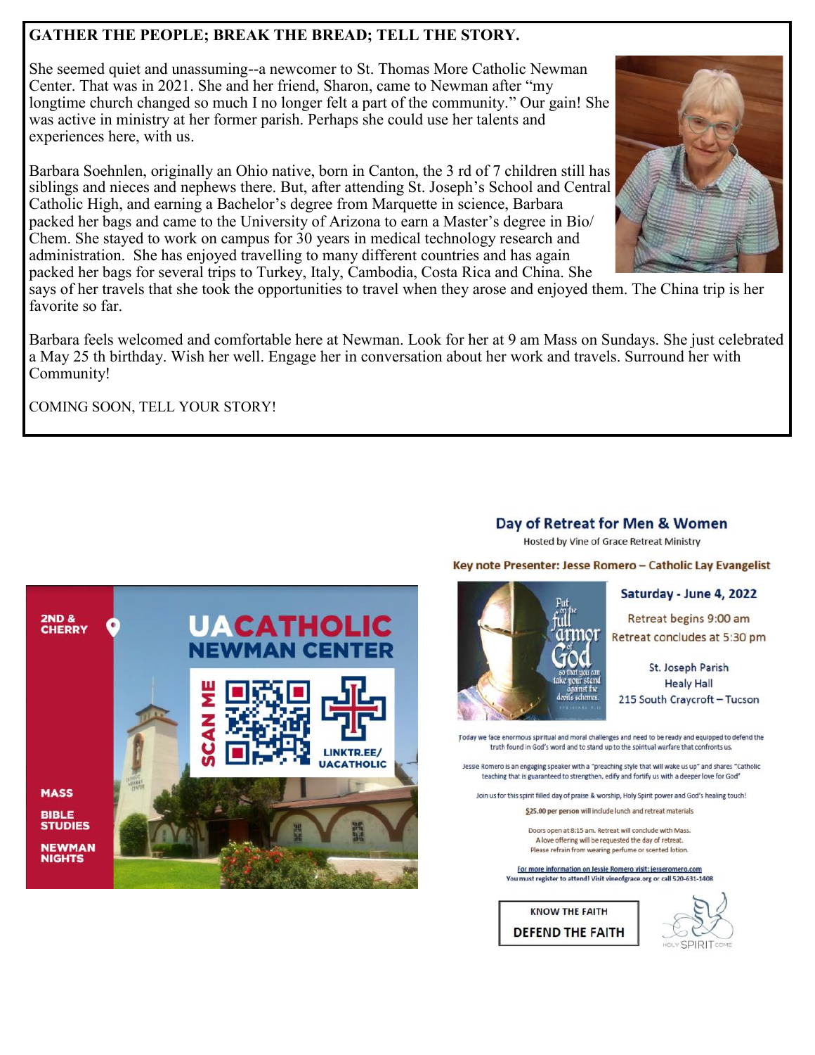## GATHER THE PEOPLE; BREAK THE BREAD; TELL THE STORY.

She seemed quiet and unassuming--a newcomer to St. Thomas More Catholic Newman Center. That was in 2021. She and her friend, Sharon, came to Newman after "my longtime church changed so much I no longer felt a part of the community." Our gain! She was active in ministry at her former parish. Perhaps she could use her talents and experiences here, with us.

Barbara Soehnlen, originally an Ohio native, born in Canton, the 3 rd of 7 children still has siblings and nieces and nephews there. But, after attending St. Joseph's School and Central Catholic High, and earning a Bachelor's degree from Marquette in science, Barbara packed her bags and came to the University of Arizona to earn a Master's degree in Bio/ Chem. She stayed to work on campus for 30 years in medical technology research and administration. She has enjoyed travelling to many different countries and has again packed her bags for several trips to Turkey, Italy, Cambodia, Costa Rica and China. She says of her travels that she took the opportunities to travel when they arose and enjoyed them. The China trip is her favorite so far.

Barbara feels welcomed and comfortable here at Newman. Look for her at 9 am Mass on Sundays. She just celebrated a May 25 th birthday. Wish her well. Engage her in conversation about her work and travels. Surround her with Community!

COMING SOON, TELL YOUR STORY!

2ND & CHERRY

**UACATHOLIC NEWMAN CENTER**

SCAN ME

LINKTR.EE/ UACATHOLIC

MASS

BIBLE STUDIES

NEWMAN NIGHTS

## Day of Retreat for Men & Women

Hosted by Vine of Grace Retreat Ministry

**Key note Presenter: Jesse Romero – Catholic Lay Evangelist**

**Saturday - June 4, 2022**

Retreat begins 9:00 am

Retreat concludes at 5:30 pm

St. Joseph Parish
Healy Hall
215 South Craycroft – Tucson

Today we face enormous spiritual and moral challenges and need to be ready and equipped to defend the truth found in God's word and to stand up to the spiritual warfare that confronts us.

Jessie Romero is an engaging speaker with a "preaching style that will wake us up" and shares "Catholic teaching that is guaranteed to strengthen, edify and fortify us with a deeper love for God"

Join us for this spirit filled day of praise & worship, Holy Spirit power and God's healing touch!

$25.00 per person will include lunch and retreat materials

Doors open at 8:15 am. Retreat will conclude with Mass.
A love offering will be requested the day of retreat.
Please refrain from wearing perfume or scented lotion.

For more information on Jessie Romero visit: jesseromero.com
You must register to attend! Visit vineofgrace.org or call 520-631-1408

KNOW THE FAITH
DEFEND THE FAITH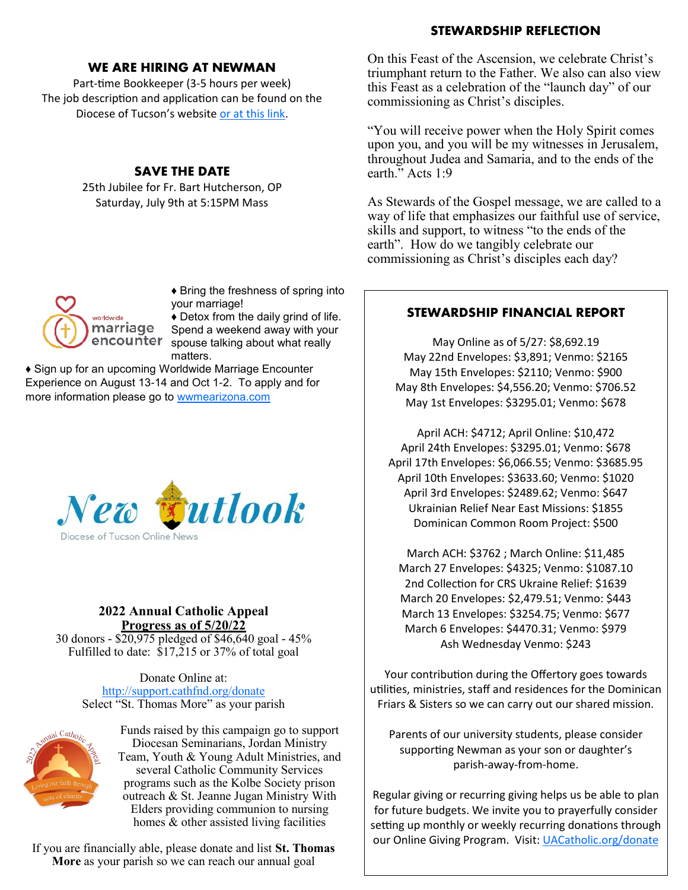## WE ARE HIRING AT NEWMAN

Part-time Bookkeeper (3-5 hours per week)
The job description and application can be found on the Diocese of Tucson's website or at this link.

## SAVE THE DATE

25th Jubilee for Fr. Bart Hutcherson, OP
Saturday, July 9th at 5:15PM Mass

worldwide marriage encounter

♦ Bring the freshness of spring into your marriage!
♦ Detox from the daily grind of life. Spend a weekend away with your spouse talking about what really matters.
♦ Sign up for an upcoming Worldwide Marriage Encounter Experience on August 13-14 and Oct 1-2. To apply and for more information please go to wwmearizona.com

New Outlook
Diocese of Tucson Online News

**2022 Annual Catholic Appeal**
**Progress as of 5/20/22**
30 donors - $20,975 pledged of $46,640 goal - 45%
Fulfilled to date: $17,215 or 37% of total goal

Donate Online at:
http://support.cathfnd.org/donate
Select "St. Thomas More" as your parish

Funds raised by this campaign go to support Diocesan Seminarians, Jordan Ministry Team, Youth & Young Adult Ministries, and several Catholic Community Services programs such as the Kolbe Society prison outreach & St. Jeanne Jugan Ministry With Elders providing communion to nursing homes & other assisted living facilities

If you are financially able, please donate and list **St. Thomas More** as your parish so we can reach our annual goal

## STEWARDSHIP REFLECTION

On this Feast of the Ascension, we celebrate Christ's triumphant return to the Father. We also can also view this Feast as a celebration of the "launch day" of our commissioning as Christ's disciples.

"You will receive power when the Holy Spirit comes upon you, and you will be my witnesses in Jerusalem, throughout Judea and Samaria, and to the ends of the earth." Acts 1:9

As Stewards of the Gospel message, we are called to a way of life that emphasizes our faithful use of service, skills and support, to witness "to the ends of the earth". How do we tangibly celebrate our commissioning as Christ's disciples each day?

## STEWARDSHIP FINANCIAL REPORT

May Online as of 5/27: $8,692.19
May 22nd Envelopes: $3,891; Venmo: $2165
May 15th Envelopes: $2110; Venmo: $900
May 8th Envelopes: $4,556.20; Venmo: $706.52
May 1st Envelopes: $3295.01; Venmo: $678

April ACH: $4712; April Online: $10,472
April 24th Envelopes: $3295.01; Venmo: $678
April 17th Envelopes: $6,066.55; Venmo: $3685.95
April 10th Envelopes: $3633.60; Venmo: $1020
April 3rd Envelopes: $2489.62; Venmo: $647
Ukrainian Relief Near East Missions: $1855
Dominican Common Room Project: $500

March ACH: $3762 ; March Online: $11,485
March 27 Envelopes: $4325; Venmo: $1087.10
2nd Collection for CRS Ukraine Relief: $1639
March 20 Envelopes: $2,479.51; Venmo: $443
March 13 Envelopes: $3254.75; Venmo: $677
March 6 Envelopes: $4470.31; Venmo: $979
Ash Wednesday Venmo: $243

Your contribution during the Offertory goes towards utilities, ministries, staff and residences for the Dominican Friars & Sisters so we can carry out our shared mission.

Parents of our university students, please consider supporting Newman as your son or daughter's parish-away-from-home.

Regular giving or recurring giving helps us be able to plan for future budgets. We invite you to prayerfully consider setting up monthly or weekly recurring donations through our Online Giving Program. Visit: UACatholic.org/donate